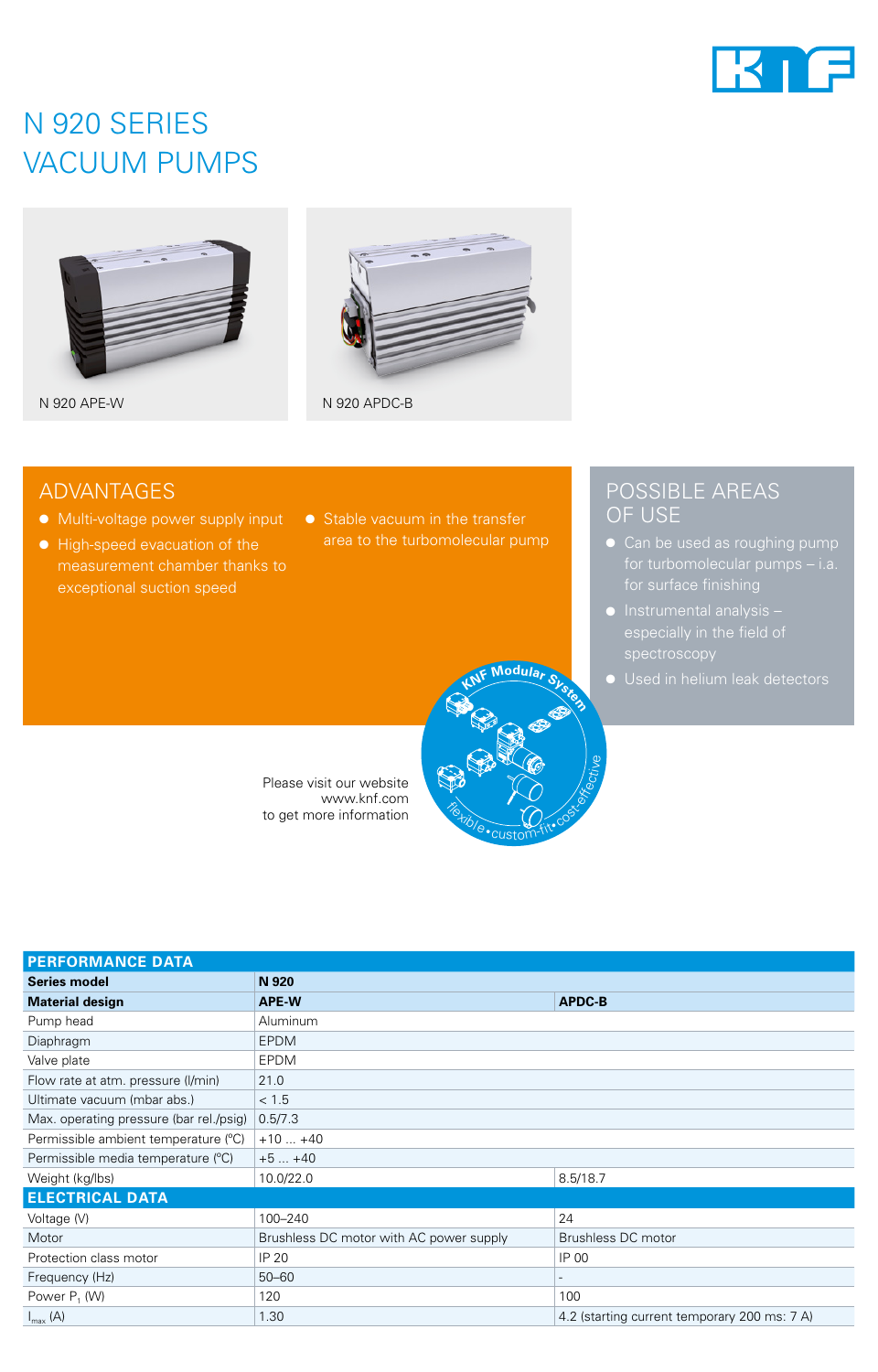# N 920 SERIES VACUUM PUMPS

N 920 APE-W

N 920 APDC-B

## ADVANTAGES

- Multi-voltage power supply input
- High-speed evacuation of the measurement chamber thanks to exceptional suction speed
- Stable vacuum in the transfer area to the turbomolecular pump

## POSSIBLE AREAS OF USE

- Can be used as roughing pump for turbomolecular pumps – i.a. for surface finishing
- Instrumental analysis – especially in the field of spectroscopy
- Used in helium leak detectors

KNF Modular System – flexible•custom-fit•cost-effective

Please visit our website www.knf.com to get more information

| PERFORMANCE DATA | | |
|---|---|---|
| **Series model** | **N 920** | |
| **Material design** | **APE-W** | **APDC-B** |
| Pump head | Aluminum | |
| Diaphragm | EPDM | |
| Valve plate | EPDM | |
| Flow rate at atm. pressure (l/min) | 21.0 | |
| Ultimate vacuum (mbar abs.) | < 1.5 | |
| Max. operating pressure (bar rel./psig) | 0.5/7.3 | |
| Permissible ambient temperature (°C) | +10 ... +40 | |
| Permissible media temperature (°C) | +5 ... +40 | |
| Weight (kg/lbs) | 10.0/22.0 | 8.5/18.7 |
| **ELECTRICAL DATA** | | |
| Voltage (V) | 100–240 | 24 |
| Motor | Brushless DC motor with AC power supply | Brushless DC motor |
| Protection class motor | IP 20 | IP 00 |
| Frequency (Hz) | 50–60 | - |
| Power $P_1$ (W) | 120 | 100 |
| $I_{max}$ (A) | 1.30 | 4.2 (starting current temporary 200 ms: 7 A) |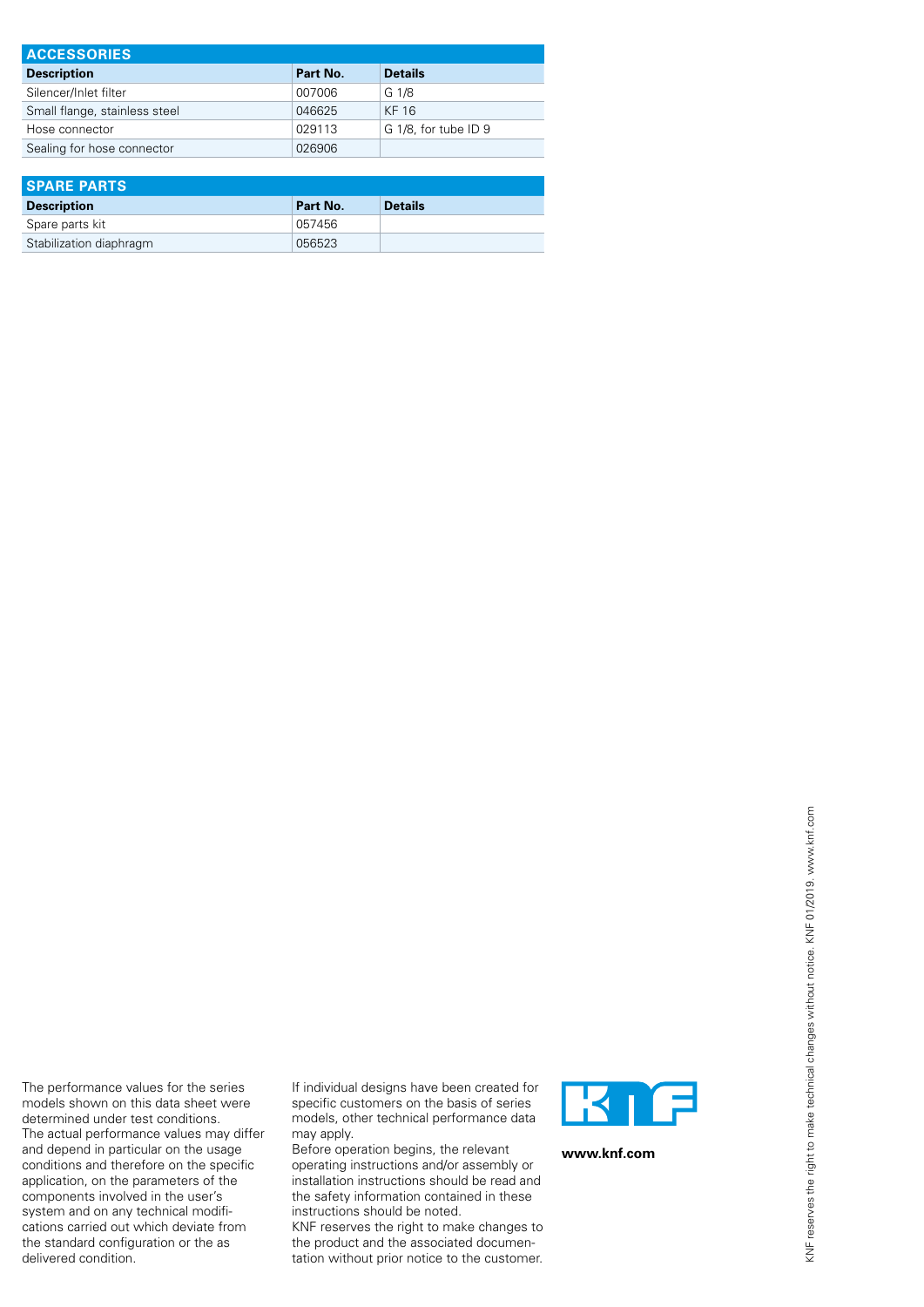## ACCESSORIES

| Description | Part No. | Details |
|---|---|---|
| Silencer/Inlet filter | 007006 | G 1/8 |
| Small flange, stainless steel | 046625 | KF 16 |
| Hose connector | 029113 | G 1/8, for tube ID 9 |
| Sealing for hose connector | 026906 | |

## SPARE PARTS

| Description | Part No. | Details |
|---|---|---|
| Spare parts kit | 057456 | |
| Stabilization diaphragm | 056523 | |

The performance values for the series models shown on this data sheet were determined under test conditions. The actual performance values may differ and depend in particular on the usage conditions and therefore on the specific application, on the parameters of the components involved in the user's system and on any technical modifications carried out which deviate from the standard configuration or the as delivered condition.

If individual designs have been created for specific customers on the basis of series models, other technical performance data may apply.
Before operation begins, the relevant operating instructions and/or assembly or installation instructions should be read and the safety information contained in these instructions should be noted.
KNF reserves the right to make changes to the product and the associated documentation without prior notice to the customer.

**www.knf.com**

KNF reserves the right to make technical changes without notice. KNF 01/2019. www.knf.com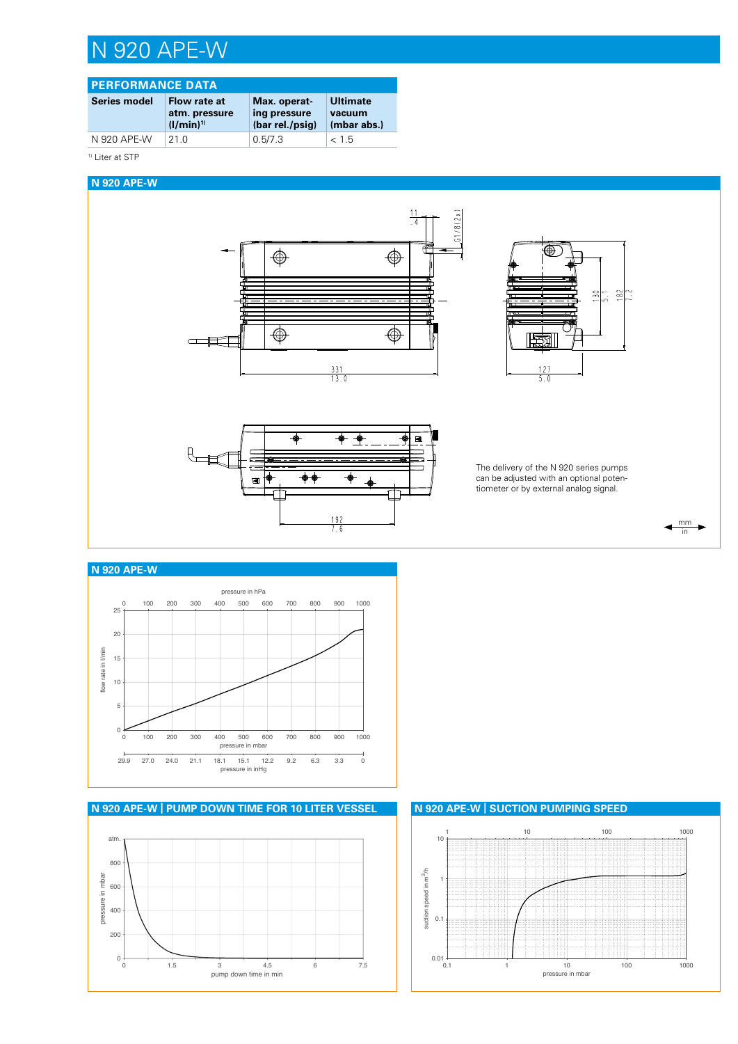# N 920 APE-W

## PERFORMANCE DATA

| Series model | Flow rate at atm. pressure (l/min)[1] | Max. operating pressure (bar rel./psig) | Ultimate vacuum (mbar abs.) |
|---|---|---|---|
| N 920 APE-W | 21.0 | 0.5/7.3 | < 1.5 |

[1] Liter at STP

## N 920 APE-W

The delivery of the N 920 series pumps can be adjusted with an optional potentiometer or by external analog signal.

## N 920 APE-W

## N 920 APE-W | PUMP DOWN TIME FOR 10 LITER VESSEL

## N 920 APE-W | SUCTION PUMPING SPEED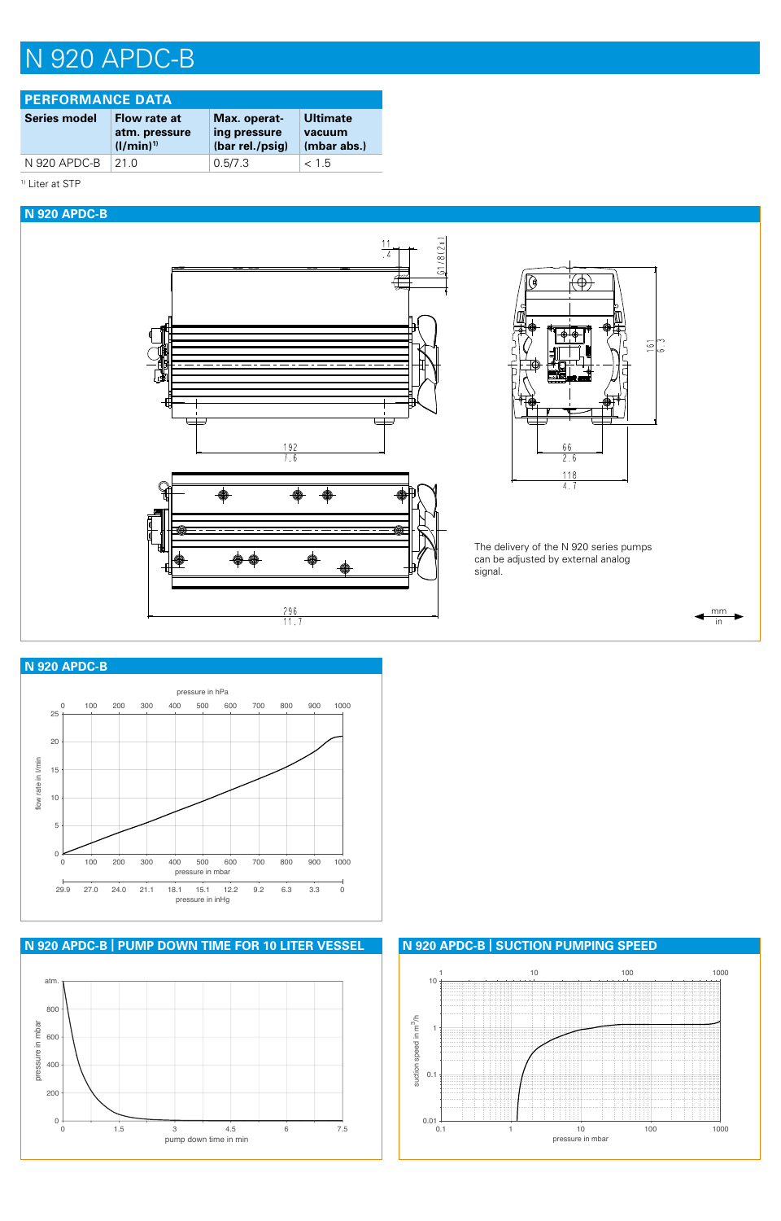# N 920 APDC-B

## PERFORMANCE DATA

| Series model | Flow rate at atm. pressure (l/min)[1] | Max. operating pressure (bar rel./psig) | Ultimate vacuum (mbar abs.) |
|---|---|---|---|
| N 920 APDC-B | 21.0 | 0.5/7.3 | < 1.5 |

[1] Liter at STP

## N 920 APDC-B

11
.4
G1/8(2x)
192
7.6
296
11.7
161
6.3
66
2.6
118
4.7

The delivery of the N 920 series pumps can be adjusted by external analog signal.

mm
in

## N 920 APDC-B

pressure in hPa
0 100 200 300 400 500 600 700 800 900 1000
flow rate in l/min
0 5 10 15 20 25
0 100 200 300 400 500 600 700 800 900 1000
pressure in mbar
29.9 27.0 24.0 21.1 18.1 15.1 12.2 9.2 6.3 3.3 0
pressure in inHg

## N 920 APDC-B | PUMP DOWN TIME FOR 10 LITER VESSEL

pressure in mbar
atm. 800 600 400 200 0
0 1.5 3 4.5 6 7.5
pump down time in min

## N 920 APDC-B | SUCTION PUMPING SPEED

1 10 100 1000
suction speed in m³/h
10 1 0.1 0.01
0.1 1 10 100 1000
pressure in mbar